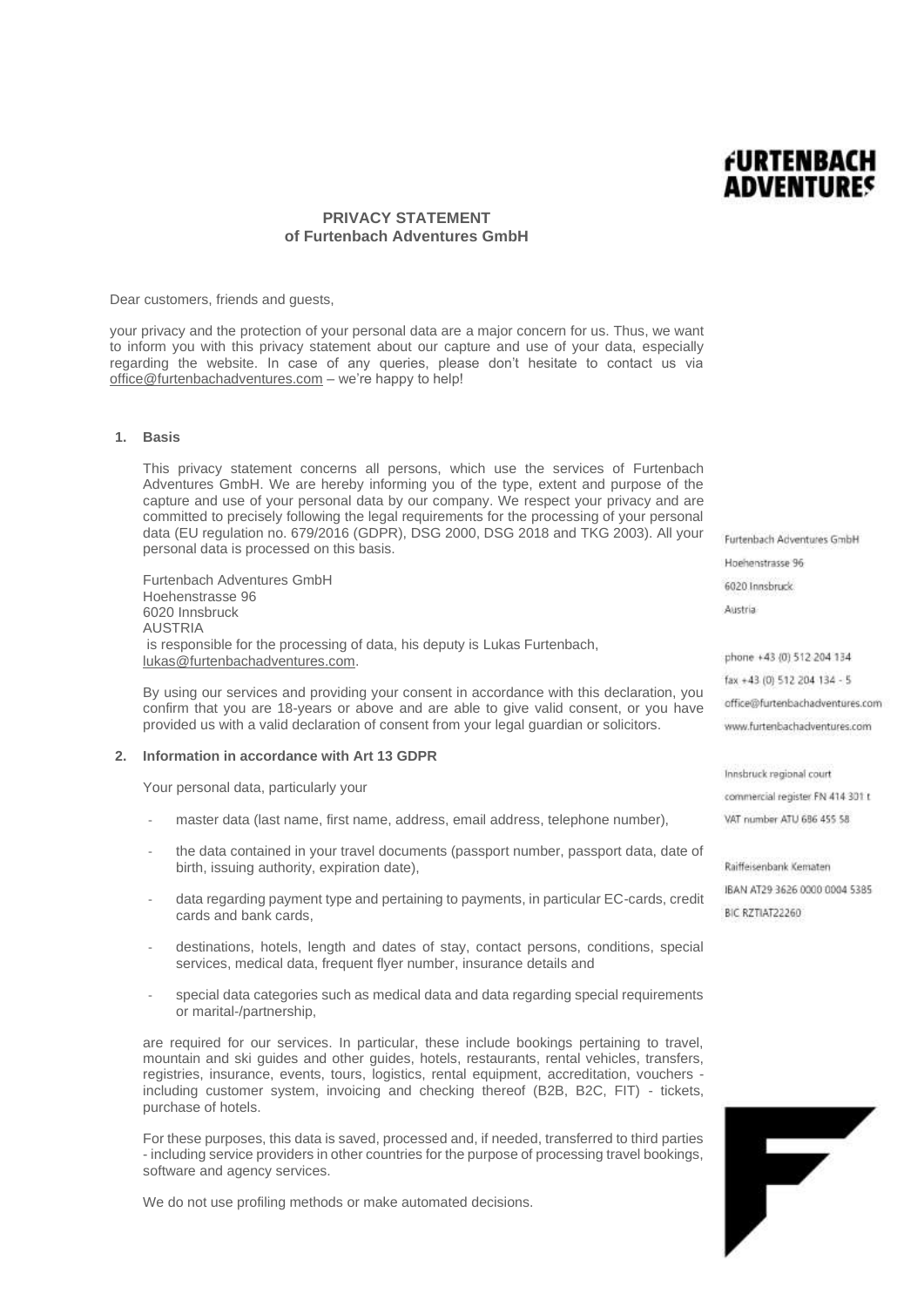# PRIVACY STATEMENT
## of Furtenbach Adventures GmbH

Dear customers, friends and guests,

your privacy and the protection of your personal data are a major concern for us. Thus, we want to inform you with this privacy statement about our capture and use of your data, especially regarding the website. In case of any queries, please don't hesitate to contact us via office@furtenbachadventures.com – we're happy to help!

### 1. Basis

This privacy statement concerns all persons, which use the services of Furtenbach Adventures GmbH. We are hereby informing you of the type, extent and purpose of the capture and use of your personal data by our company. We respect your privacy and are committed to precisely following the legal requirements for the processing of your personal data (EU regulation no. 679/2016 (GDPR), DSG 2000, DSG 2018 and TKG 2003). All your personal data is processed on this basis.

Furtenbach Adventures GmbH
Hoehenstrasse 96
6020 Innsbruck
AUSTRIA
is responsible for the processing of data, his deputy is Lukas Furtenbach, lukas@furtenbachadventures.com.

By using our services and providing your consent in accordance with this declaration, you confirm that you are 18-years or above and are able to give valid consent, or you have provided us with a valid declaration of consent from your legal guardian or solicitors.

### 2. Information in accordance with Art 13 GDPR

Your personal data, particularly your

- master data (last name, first name, address, email address, telephone number),
- the data contained in your travel documents (passport number, passport data, date of birth, issuing authority, expiration date),
- data regarding payment type and pertaining to payments, in particular EC-cards, credit cards and bank cards,
- destinations, hotels, length and dates of stay, contact persons, conditions, special services, medical data, frequent flyer number, insurance details and
- special data categories such as medical data and data regarding special requirements or marital-/partnership,

are required for our services. In particular, these include bookings pertaining to travel, mountain and ski guides and other guides, hotels, restaurants, rental vehicles, transfers, registries, insurance, events, tours, logistics, rental equipment, accreditation, vouchers - including customer system, invoicing and checking thereof (B2B, B2C, FIT) - tickets, purchase of hotels.

For these purposes, this data is saved, processed and, if needed, transferred to third parties - including service providers in other countries for the purpose of processing travel bookings, software and agency services.

We do not use profiling methods or make automated decisions.

Furtenbach Adventures GmbH
Hoehenstrasse 96
6020 Innsbruck
Austria

phone +43 (0) 512 204 134
fax +43 (0) 512 204 134 - 5
office@furtenbachadventures.com
www.furtenbachadventures.com

Innsbruck regional court
commercial register FN 414 301 t
VAT number ATU 686 455 58

Raiffeisenbank Kematen
IBAN AT29 3626 0000 0004 5385
BIC RZTIAT22260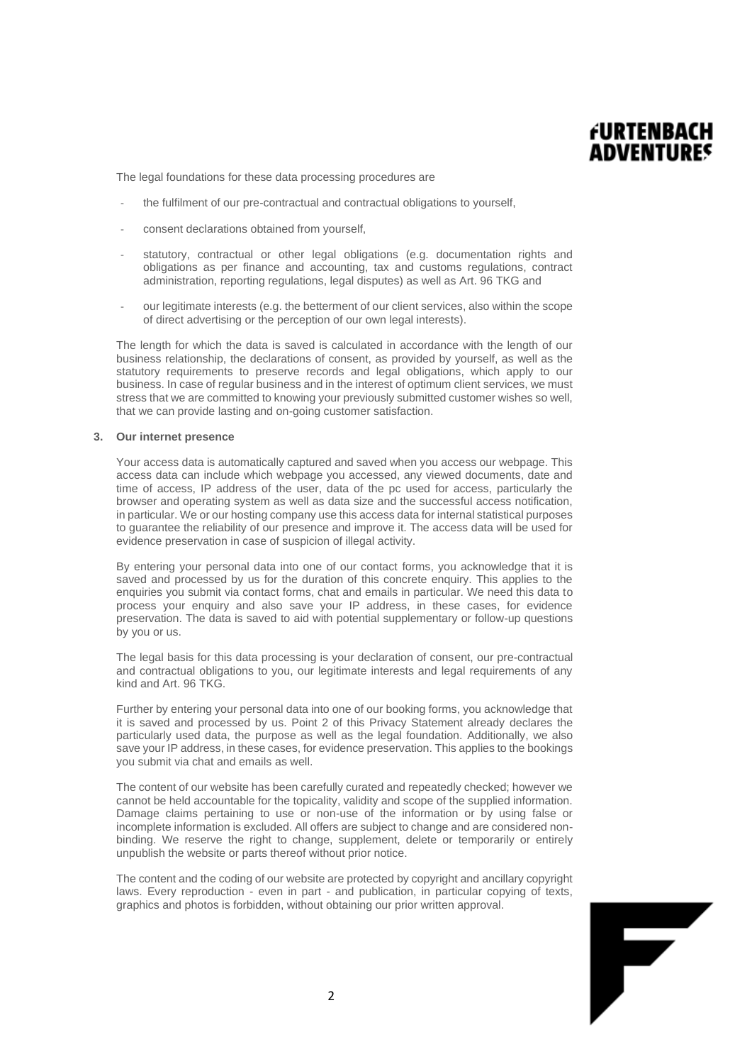The legal foundations for these data processing procedures are

- the fulfilment of our pre-contractual and contractual obligations to yourself,
- consent declarations obtained from yourself,
- statutory, contractual or other legal obligations (e.g. documentation rights and obligations as per finance and accounting, tax and customs regulations, contract administration, reporting regulations, legal disputes) as well as Art. 96 TKG and
- our legitimate interests (e.g. the betterment of our client services, also within the scope of direct advertising or the perception of our own legal interests).

The length for which the data is saved is calculated in accordance with the length of our business relationship, the declarations of consent, as provided by yourself, as well as the statutory requirements to preserve records and legal obligations, which apply to our business. In case of regular business and in the interest of optimum client services, we must stress that we are committed to knowing your previously submitted customer wishes so well, that we can provide lasting and on-going customer satisfaction.

## 3. Our internet presence

Your access data is automatically captured and saved when you access our webpage. This access data can include which webpage you accessed, any viewed documents, date and time of access, IP address of the user, data of the pc used for access, particularly the browser and operating system as well as data size and the successful access notification, in particular. We or our hosting company use this access data for internal statistical purposes to guarantee the reliability of our presence and improve it. The access data will be used for evidence preservation in case of suspicion of illegal activity.

By entering your personal data into one of our contact forms, you acknowledge that it is saved and processed by us for the duration of this concrete enquiry. This applies to the enquiries you submit via contact forms, chat and emails in particular. We need this data to process your enquiry and also save your IP address, in these cases, for evidence preservation. The data is saved to aid with potential supplementary or follow-up questions by you or us.

The legal basis for this data processing is your declaration of consent, our pre-contractual and contractual obligations to you, our legitimate interests and legal requirements of any kind and Art. 96 TKG.

Further by entering your personal data into one of our booking forms, you acknowledge that it is saved and processed by us. Point 2 of this Privacy Statement already declares the particularly used data, the purpose as well as the legal foundation. Additionally, we also save your IP address, in these cases, for evidence preservation. This applies to the bookings you submit via chat and emails as well.

The content of our website has been carefully curated and repeatedly checked; however we cannot be held accountable for the topicality, validity and scope of the supplied information. Damage claims pertaining to use or non-use of the information or by using false or incomplete information is excluded. All offers are subject to change and are considered non-binding. We reserve the right to change, supplement, delete or temporarily or entirely unpublish the website or parts thereof without prior notice.

The content and the coding of our website are protected by copyright and ancillary copyright laws. Every reproduction - even in part - and publication, in particular copying of texts, graphics and photos is forbidden, without obtaining our prior written approval.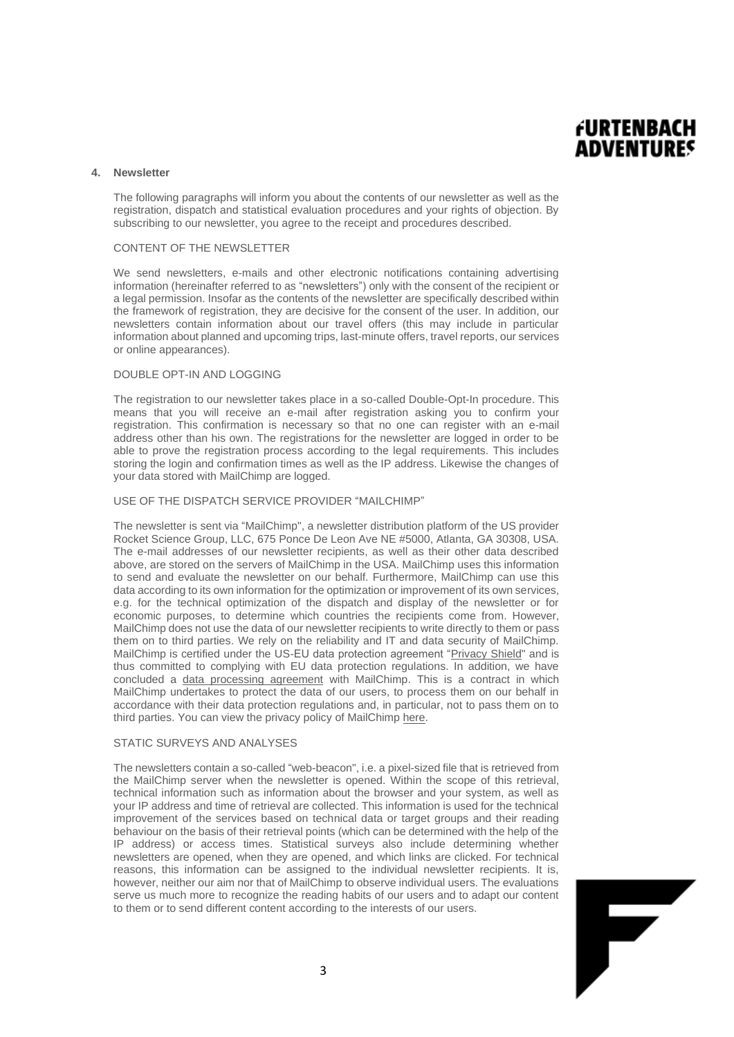## 4. Newsletter

The following paragraphs will inform you about the contents of our newsletter as well as the registration, dispatch and statistical evaluation procedures and your rights of objection. By subscribing to our newsletter, you agree to the receipt and procedures described.

### CONTENT OF THE NEWSLETTER

We send newsletters, e-mails and other electronic notifications containing advertising information (hereinafter referred to as "newsletters") only with the consent of the recipient or a legal permission. Insofar as the contents of the newsletter are specifically described within the framework of registration, they are decisive for the consent of the user. In addition, our newsletters contain information about our travel offers (this may include in particular information about planned and upcoming trips, last-minute offers, travel reports, our services or online appearances).

### DOUBLE OPT-IN AND LOGGING

The registration to our newsletter takes place in a so-called Double-Opt-In procedure. This means that you will receive an e-mail after registration asking you to confirm your registration. This confirmation is necessary so that no one can register with an e-mail address other than his own. The registrations for the newsletter are logged in order to be able to prove the registration process according to the legal requirements. This includes storing the login and confirmation times as well as the IP address. Likewise the changes of your data stored with MailChimp are logged.

### USE OF THE DISPATCH SERVICE PROVIDER "MAILCHIMP"

The newsletter is sent via "MailChimp", a newsletter distribution platform of the US provider Rocket Science Group, LLC, 675 Ponce De Leon Ave NE #5000, Atlanta, GA 30308, USA. The e-mail addresses of our newsletter recipients, as well as their other data described above, are stored on the servers of MailChimp in the USA. MailChimp uses this information to send and evaluate the newsletter on our behalf. Furthermore, MailChimp can use this data according to its own information for the optimization or improvement of its own services, e.g. for the technical optimization of the dispatch and display of the newsletter or for economic purposes, to determine which countries the recipients come from. However, MailChimp does not use the data of our newsletter recipients to write directly to them or pass them on to third parties. We rely on the reliability and IT and data security of MailChimp. MailChimp is certified under the US-EU data protection agreement "Privacy Shield" and is thus committed to complying with EU data protection regulations. In addition, we have concluded a data processing agreement with MailChimp. This is a contract in which MailChimp undertakes to protect the data of our users, to process them on our behalf in accordance with their data protection regulations and, in particular, not to pass them on to third parties. You can view the privacy policy of MailChimp here.

### STATIC SURVEYS AND ANALYSES

The newsletters contain a so-called "web-beacon", i.e. a pixel-sized file that is retrieved from the MailChimp server when the newsletter is opened. Within the scope of this retrieval, technical information such as information about the browser and your system, as well as your IP address and time of retrieval are collected. This information is used for the technical improvement of the services based on technical data or target groups and their reading behaviour on the basis of their retrieval points (which can be determined with the help of the IP address) or access times. Statistical surveys also include determining whether newsletters are opened, when they are opened, and which links are clicked. For technical reasons, this information can be assigned to the individual newsletter recipients. It is, however, neither our aim nor that of MailChimp to observe individual users. The evaluations serve us much more to recognize the reading habits of our users and to adapt our content to them or to send different content according to the interests of our users.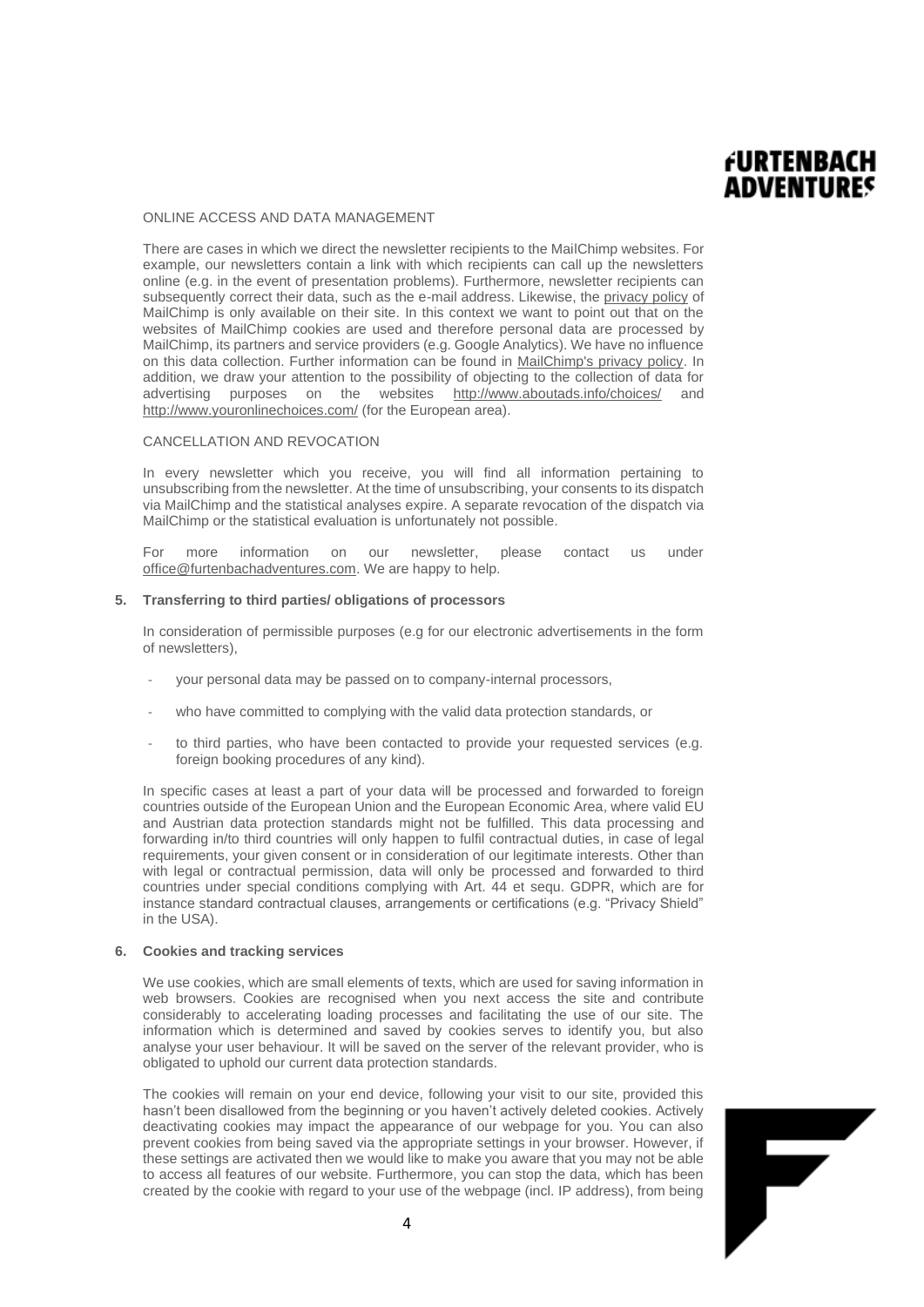ONLINE ACCESS AND DATA MANAGEMENT

There are cases in which we direct the newsletter recipients to the MailChimp websites. For example, our newsletters contain a link with which recipients can call up the newsletters online (e.g. in the event of presentation problems). Furthermore, newsletter recipients can subsequently correct their data, such as the e-mail address. Likewise, the privacy policy of MailChimp is only available on their site. In this context we want to point out that on the websites of MailChimp cookies are used and therefore personal data are processed by MailChimp, its partners and service providers (e.g. Google Analytics). We have no influence on this data collection. Further information can be found in MailChimp's privacy policy. In addition, we draw your attention to the possibility of objecting to the collection of data for advertising purposes on the websites http://www.aboutads.info/choices/ and http://www.youronlinechoices.com/ (for the European area).

CANCELLATION AND REVOCATION

In every newsletter which you receive, you will find all information pertaining to unsubscribing from the newsletter. At the time of unsubscribing, your consents to its dispatch via MailChimp and the statistical analyses expire. A separate revocation of the dispatch via MailChimp or the statistical evaluation is unfortunately not possible.

For more information on our newsletter, please contact us under office@furtenbachadventures.com. We are happy to help.

## 5. Transferring to third parties/ obligations of processors

In consideration of permissible purposes (e.g for our electronic advertisements in the form of newsletters),

- your personal data may be passed on to company-internal processors,
- who have committed to complying with the valid data protection standards, or
- to third parties, who have been contacted to provide your requested services (e.g. foreign booking procedures of any kind).

In specific cases at least a part of your data will be processed and forwarded to foreign countries outside of the European Union and the European Economic Area, where valid EU and Austrian data protection standards might not be fulfilled. This data processing and forwarding in/to third countries will only happen to fulfil contractual duties, in case of legal requirements, your given consent or in consideration of our legitimate interests. Other than with legal or contractual permission, data will only be processed and forwarded to third countries under special conditions complying with Art. 44 et sequ. GDPR, which are for instance standard contractual clauses, arrangements or certifications (e.g. "Privacy Shield" in the USA).

## 6. Cookies and tracking services

We use cookies, which are small elements of texts, which are used for saving information in web browsers. Cookies are recognised when you next access the site and contribute considerably to accelerating loading processes and facilitating the use of our site. The information which is determined and saved by cookies serves to identify you, but also analyse your user behaviour. It will be saved on the server of the relevant provider, who is obligated to uphold our current data protection standards.

The cookies will remain on your end device, following your visit to our site, provided this hasn't been disallowed from the beginning or you haven't actively deleted cookies. Actively deactivating cookies may impact the appearance of our webpage for you. You can also prevent cookies from being saved via the appropriate settings in your browser. However, if these settings are activated then we would like to make you aware that you may not be able to access all features of our website. Furthermore, you can stop the data, which has been created by the cookie with regard to your use of the webpage (incl. IP address), from being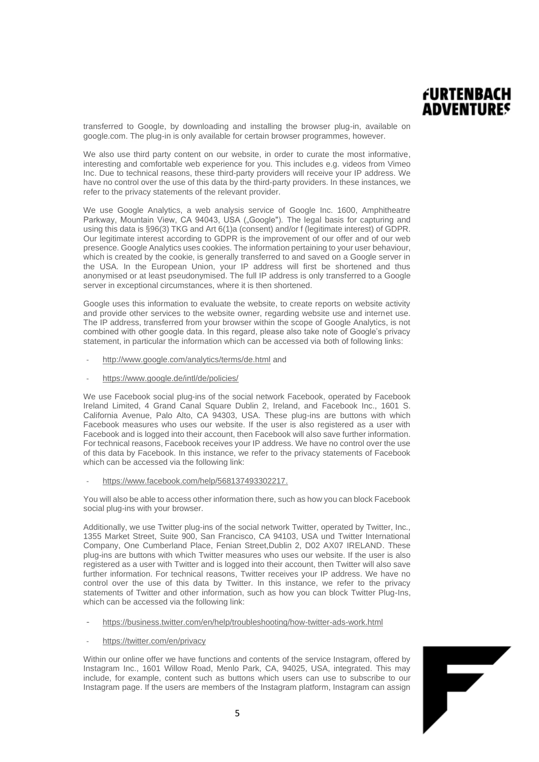transferred to Google, by downloading and installing the browser plug-in, available on google.com. The plug-in is only available for certain browser programmes, however.

We also use third party content on our website, in order to curate the most informative, interesting and comfortable web experience for you. This includes e.g. videos from Vimeo Inc. Due to technical reasons, these third-party providers will receive your IP address. We have no control over the use of this data by the third-party providers. In these instances, we refer to the privacy statements of the relevant provider.

We use Google Analytics, a web analysis service of Google Inc. 1600, Amphitheatre Parkway, Mountain View, CA 94043, USA („Google"). The legal basis for capturing and using this data is §96(3) TKG and Art 6(1)a (consent) and/or f (legitimate interest) of GDPR. Our legitimate interest according to GDPR is the improvement of our offer and of our web presence. Google Analytics uses cookies. The information pertaining to your user behaviour, which is created by the cookie, is generally transferred to and saved on a Google server in the USA. In the European Union, your IP address will first be shortened and thus anonymised or at least pseudonymised. The full IP address is only transferred to a Google server in exceptional circumstances, where it is then shortened.

Google uses this information to evaluate the website, to create reports on website activity and provide other services to the website owner, regarding website use and internet use. The IP address, transferred from your browser within the scope of Google Analytics, is not combined with other google data. In this regard, please also take note of Google's privacy statement, in particular the information which can be accessed via both of following links:

- http://www.google.com/analytics/terms/de.html and
- https://www.google.de/intl/de/policies/

We use Facebook social plug-ins of the social network Facebook, operated by Facebook Ireland Limited, 4 Grand Canal Square Dublin 2, Ireland, and Facebook Inc., 1601 S. California Avenue, Palo Alto, CA 94303, USA. These plug-ins are buttons with which Facebook measures who uses our website. If the user is also registered as a user with Facebook and is logged into their account, then Facebook will also save further information. For technical reasons, Facebook receives your IP address. We have no control over the use of this data by Facebook. In this instance, we refer to the privacy statements of Facebook which can be accessed via the following link:

- https://www.facebook.com/help/568137493302217.

You will also be able to access other information there, such as how you can block Facebook social plug-ins with your browser.

Additionally, we use Twitter plug-ins of the social network Twitter, operated by Twitter, Inc., 1355 Market Street, Suite 900, San Francisco, CA 94103, USA und Twitter International Company, One Cumberland Place, Fenian Street,Dublin 2, D02 AX07 IRELAND. These plug-ins are buttons with which Twitter measures who uses our website. If the user is also registered as a user with Twitter and is logged into their account, then Twitter will also save further information. For technical reasons, Twitter receives your IP address. We have no control over the use of this data by Twitter. In this instance, we refer to the privacy statements of Twitter and other information, such as how you can block Twitter Plug-Ins, which can be accessed via the following link:

- https://business.twitter.com/en/help/troubleshooting/how-twitter-ads-work.html
- https://twitter.com/en/privacy

Within our online offer we have functions and contents of the service Instagram, offered by Instagram Inc., 1601 Willow Road, Menlo Park, CA, 94025, USA, integrated. This may include, for example, content such as buttons which users can use to subscribe to our Instagram page. If the users are members of the Instagram platform, Instagram can assign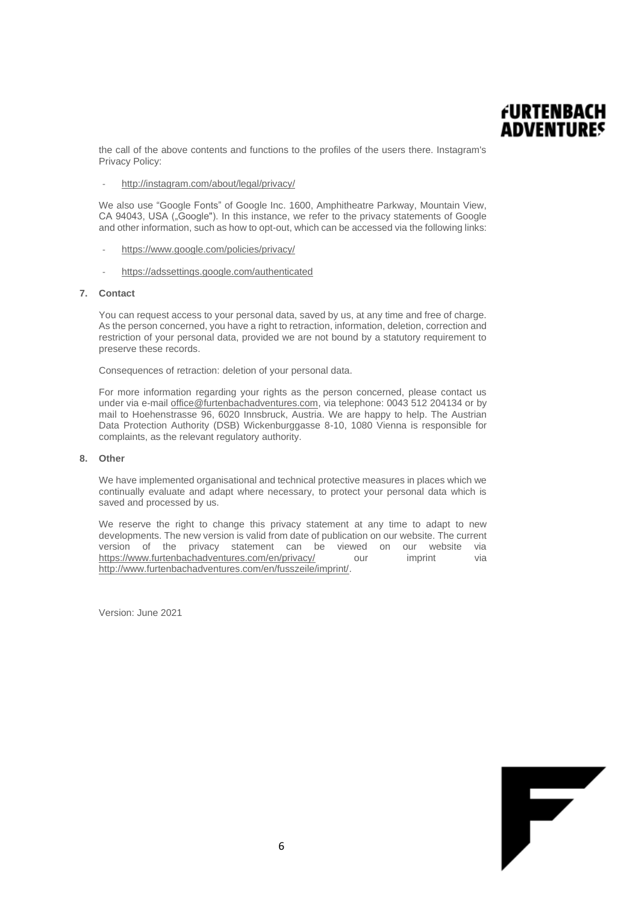the call of the above contents and functions to the profiles of the users there. Instagram's Privacy Policy:

- http://instagram.com/about/legal/privacy/

We also use "Google Fonts" of Google Inc. 1600, Amphitheatre Parkway, Mountain View, CA 94043, USA („Google"). In this instance, we refer to the privacy statements of Google and other information, such as how to opt-out, which can be accessed via the following links:

- https://www.google.com/policies/privacy/
- https://adssettings.google.com/authenticated

## 7. Contact

You can request access to your personal data, saved by us, at any time and free of charge. As the person concerned, you have a right to retraction, information, deletion, correction and restriction of your personal data, provided we are not bound by a statutory requirement to preserve these records.

Consequences of retraction: deletion of your personal data.

For more information regarding your rights as the person concerned, please contact us under via e-mail office@furtenbachadventures.com, via telephone: 0043 512 204134 or by mail to Hoehenstrasse 96, 6020 Innsbruck, Austria. We are happy to help. The Austrian Data Protection Authority (DSB) Wickenburggasse 8-10, 1080 Vienna is responsible for complaints, as the relevant regulatory authority.

## 8. Other

We have implemented organisational and technical protective measures in places which we continually evaluate and adapt where necessary, to protect your personal data which is saved and processed by us.

We reserve the right to change this privacy statement at any time to adapt to new developments. The new version is valid from date of publication on our website. The current version of the privacy statement can be viewed on our website via https://www.furtenbachadventures.com/en/privacy/ our imprint via http://www.furtenbachadventures.com/en/fusszeile/imprint/.

Version: June 2021